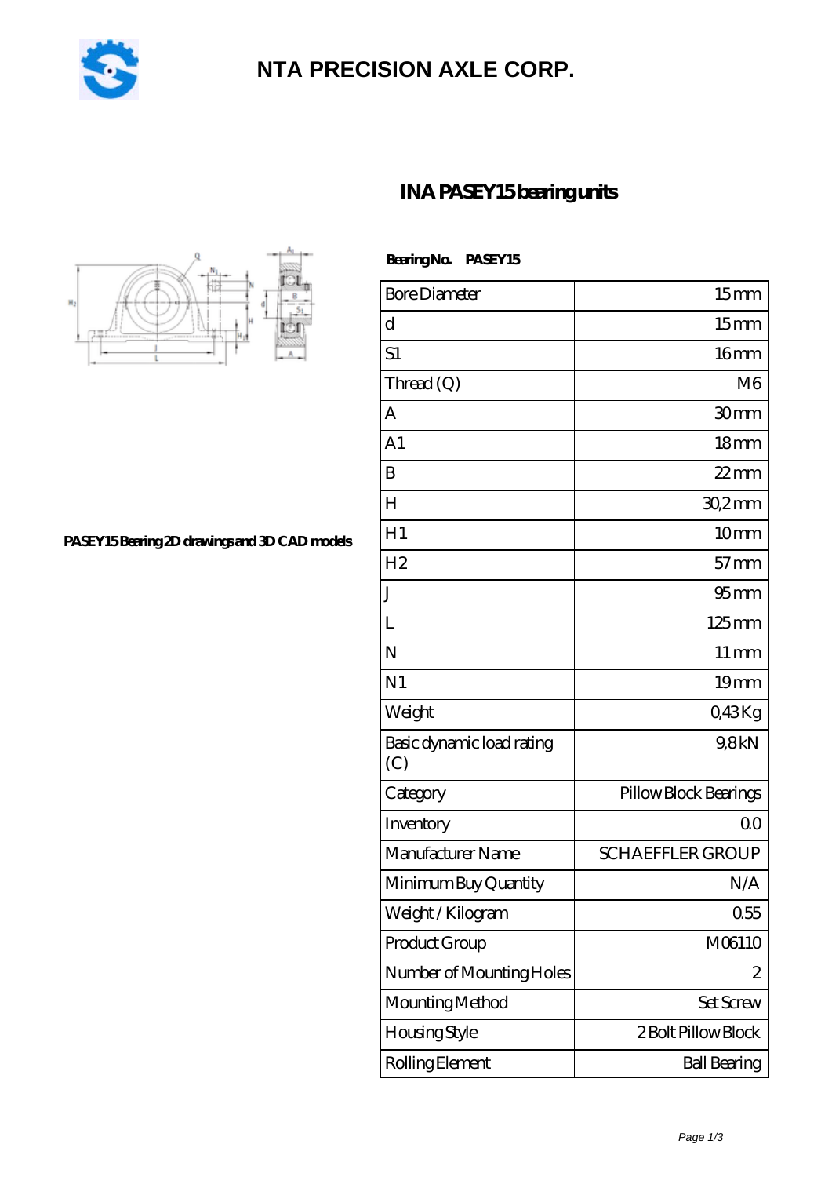# NTA PRECISION AXLE CORP.

## INA PASEY15 bearing units

PASEY15 Bearing 2D drawings and 3D CAD models

**Bearing No. PASEY15**

| | |
|---|---|
| Bore Diameter | 15 mm |
| d | 15 mm |
| S1 | 16 mm |
| Thread (Q) | M6 |
| A | 30 mm |
| A1 | 18 mm |
| B | 22 mm |
| H | 30,2 mm |
| H1 | 10 mm |
| H2 | 57 mm |
| J | 95 mm |
| L | 125 mm |
| N | 11 mm |
| N1 | 19 mm |
| Weight | 0,43 Kg |
| Basic dynamic load rating (C) | 9,8 kN |
| Category | Pillow Block Bearings |
| Inventory | 0.0 |
| Manufacturer Name | SCHAEFFLER GROUP |
| Minimum Buy Quantity | N/A |
| Weight / Kilogram | 0.55 |
| Product Group | M06110 |
| Number of Mounting Holes | 2 |
| Mounting Method | Set Screw |
| Housing Style | 2 Bolt Pillow Block |
| Rolling Element | Ball Bearing |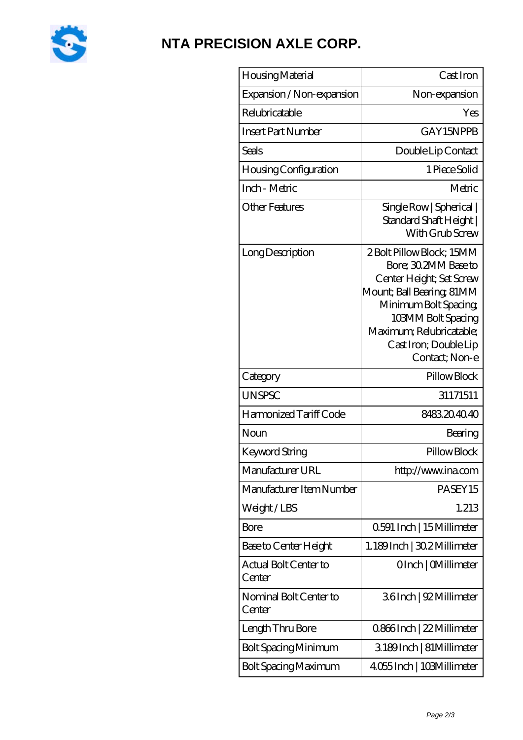# NTA PRECISION AXLE CORP.

| Housing Material | Cast Iron |
|---|---|
| Expansion / Non-expansion | Non-expansion |
| Relubricatable | Yes |
| Insert Part Number | GAY15NPPB |
| Seals | Double Lip Contact |
| Housing Configuration | 1 Piece Solid |
| Inch - Metric | Metric |
| Other Features | Single Row \| Spherical \| Standard Shaft Height \| With Grub Screw |
| Long Description | 2 Bolt Pillow Block; 15MM Bore; 30.2MM Base to Center Height; Set Screw Mount; Ball Bearing; 81MM Minimum Bolt Spacing; 103MM Bolt Spacing Maximum; Relubricatable; Cast Iron; Double Lip Contact; Non-e |
| Category | Pillow Block |
| UNSPSC | 31171511 |
| Harmonized Tariff Code | 8483.20.40.40 |
| Noun | Bearing |
| Keyword String | Pillow Block |
| Manufacturer URL | http://www.ina.com |
| Manufacturer Item Number | PASEY15 |
| Weight / LBS | 1.213 |
| Bore | 0.591 Inch \| 15 Millimeter |
| Base to Center Height | 1.189 Inch \| 30.2 Millimeter |
| Actual Bolt Center to Center | 0 Inch \| 0 Millimeter |
| Nominal Bolt Center to Center | 3.6 Inch \| 92 Millimeter |
| Length Thru Bore | 0.866 Inch \| 22 Millimeter |
| Bolt Spacing Minimum | 3.189 Inch \| 81 Millimeter |
| Bolt Spacing Maximum | 4.055 Inch \| 103 Millimeter |